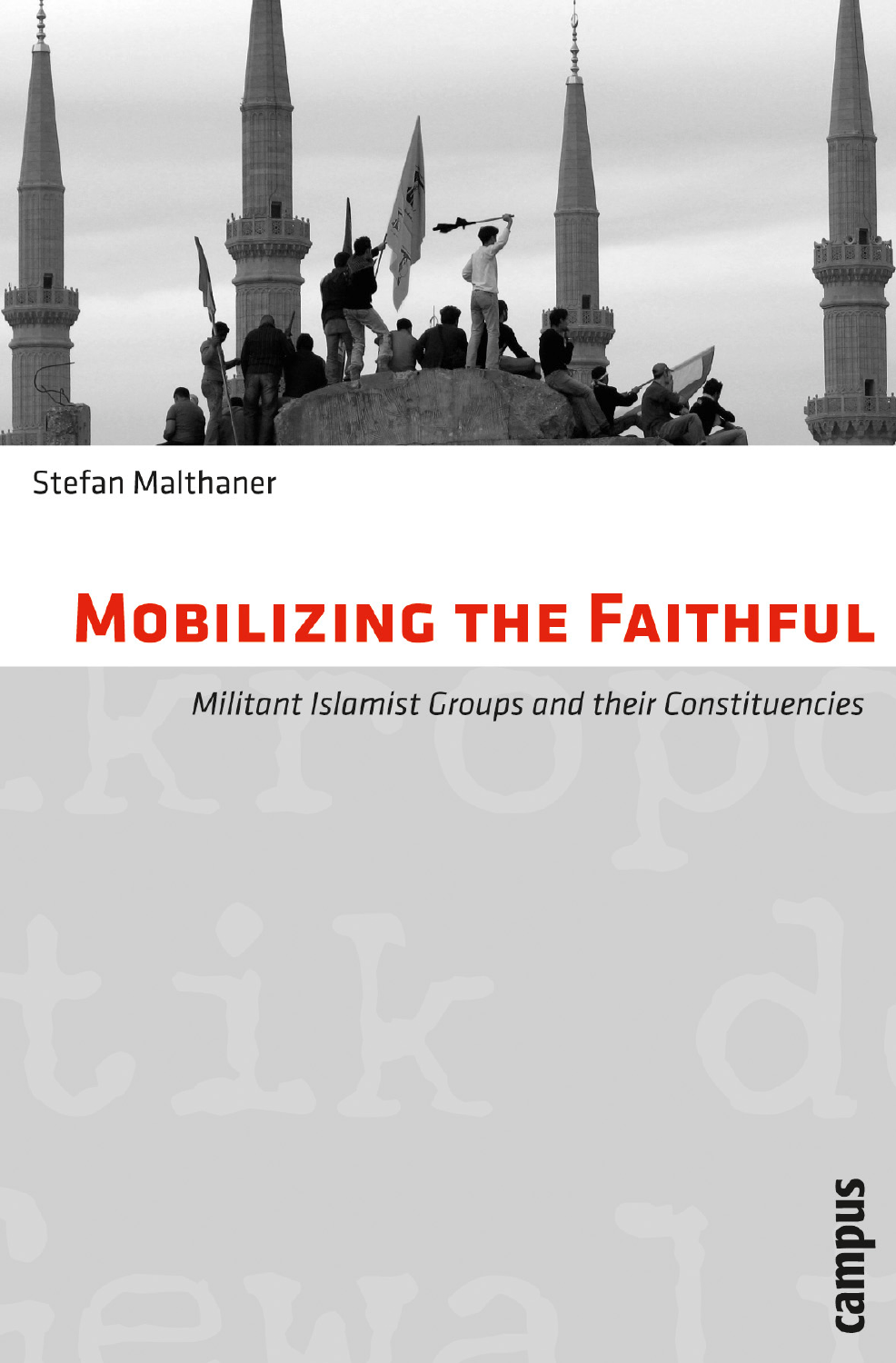Stefan Malthaner

# Mobilizing the Faithful

*Militant Islamist Groups and their Constituencies*

campus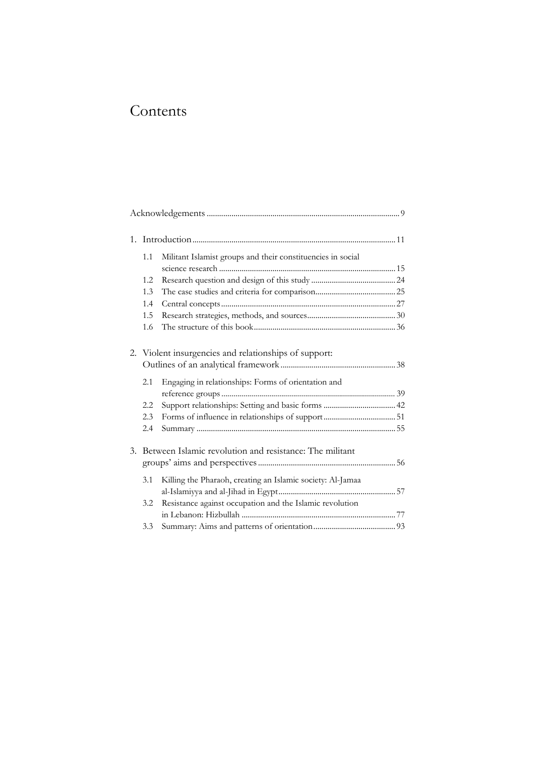# Contents

Acknowledgements ... 9

1. Introduction ... 11
   - 1.1 Militant Islamist groups and their constituencies in social science research ... 15
   - 1.2 Research question and design of this study ... 24
   - 1.3 The case studies and criteria for comparison ... 25
   - 1.4 Central concepts ... 27
   - 1.5 Research strategies, methods, and sources ... 30
   - 1.6 The structure of this book ... 36

2. Violent insurgencies and relationships of support: Outlines of an analytical framework ... 38
   - 2.1 Engaging in relationships: Forms of orientation and reference groups ... 39
   - 2.2 Support relationships: Setting and basic forms ... 42
   - 2.3 Forms of influence in relationships of support ... 51
   - 2.4 Summary ... 55

3. Between Islamic revolution and resistance: The militant groups' aims and perspectives ... 56
   - 3.1 Killing the Pharaoh, creating an Islamic society: Al-Jamaa al-Islamiyya and al-Jihad in Egypt ... 57
   - 3.2 Resistance against occupation and the Islamic revolution in Lebanon: Hizbullah ... 77
   - 3.3 Summary: Aims and patterns of orientation ... 93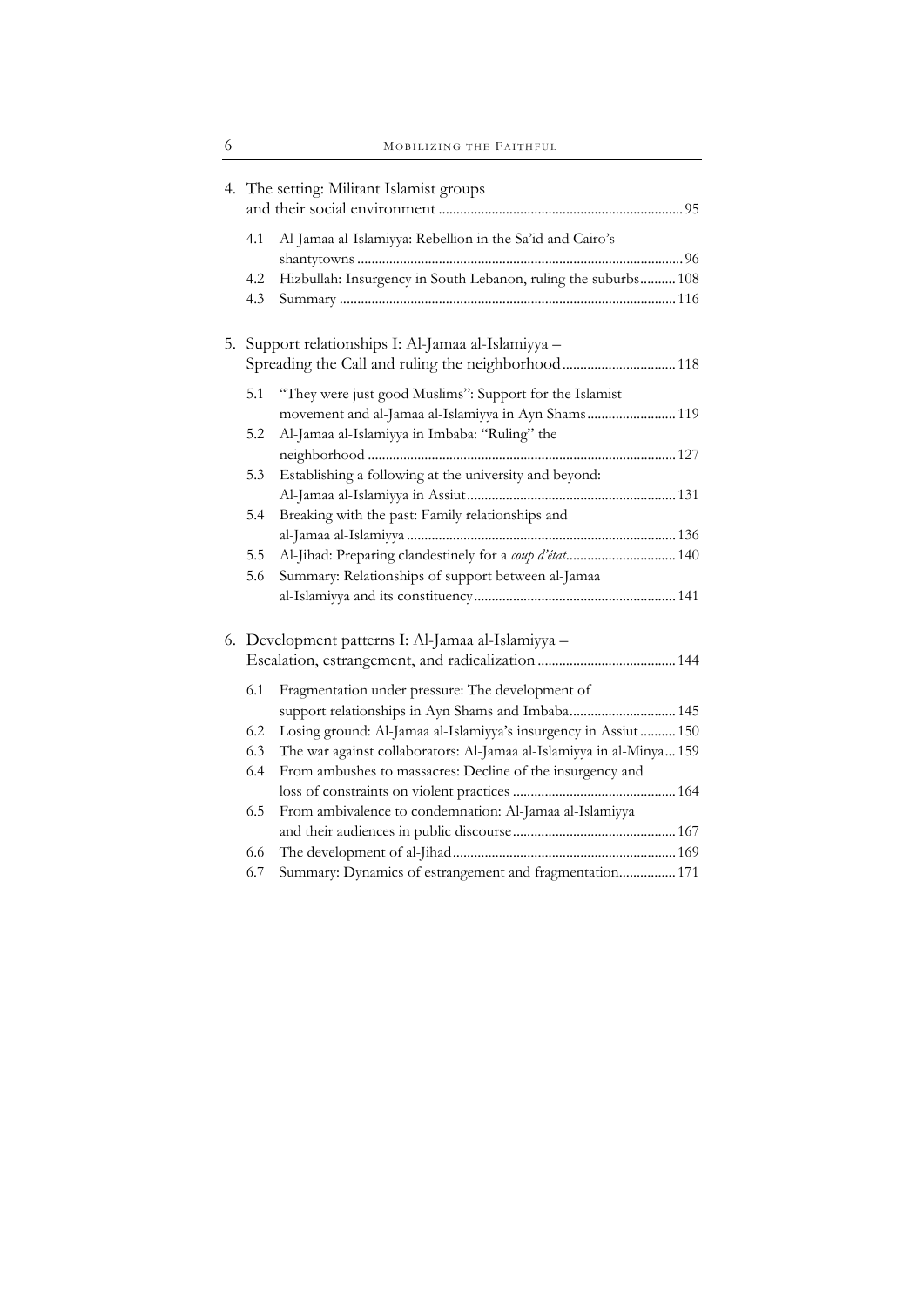4. The setting: Militant Islamist groups and their social environment ... 95
   - 4.1 Al-Jamaa al-Islamiyya: Rebellion in the Sa'id and Cairo's shantytowns ... 96
   - 4.2 Hizbullah: Insurgency in South Lebanon, ruling the suburbs ... 108
   - 4.3 Summary ... 116

5. Support relationships I: Al-Jamaa al-Islamiyya – Spreading the Call and ruling the neighborhood ... 118
   - 5.1 "They were just good Muslims": Support for the Islamist movement and al-Jamaa al-Islamiyya in Ayn Shams ... 119
   - 5.2 Al-Jamaa al-Islamiyya in Imbaba: "Ruling" the neighborhood ... 127
   - 5.3 Establishing a following at the university and beyond: Al-Jamaa al-Islamiyya in Assiut ... 131
   - 5.4 Breaking with the past: Family relationships and al-Jamaa al-Islamiyya ... 136
   - 5.5 Al-Jihad: Preparing clandestinely for a *coup d'état* ... 140
   - 5.6 Summary: Relationships of support between al-Jamaa al-Islamiyya and its constituency ... 141

6. Development patterns I: Al-Jamaa al-Islamiyya – Escalation, estrangement, and radicalization ... 144
   - 6.1 Fragmentation under pressure: The development of support relationships in Ayn Shams and Imbaba ... 145
   - 6.2 Losing ground: Al-Jamaa al-Islamiyya's insurgency in Assiut ... 150
   - 6.3 The war against collaborators: Al-Jamaa al-Islamiyya in al-Minya ... 159
   - 6.4 From ambushes to massacres: Decline of the insurgency and loss of constraints on violent practices ... 164
   - 6.5 From ambivalence to condemnation: Al-Jamaa al-Islamiyya and their audiences in public discourse ... 167
   - 6.6 The development of al-Jihad ... 169
   - 6.7 Summary: Dynamics of estrangement and fragmentation ... 171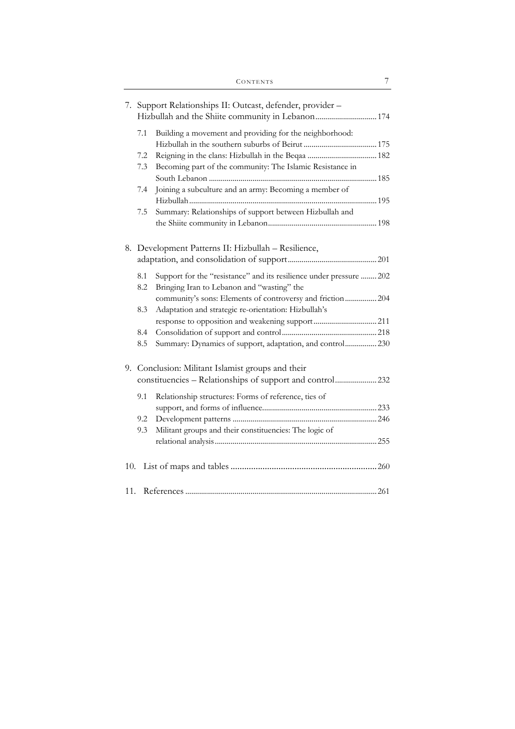7. Support Relationships II: Outcast, defender, provider – Hizbullah and the Shiite community in Lebanon ... 174

   - 7.1 Building a movement and providing for the neighborhood: Hizbullah in the southern suburbs of Beirut ... 175
   - 7.2 Reigning in the clans: Hizbullah in the Beqaa ... 182
   - 7.3 Becoming part of the community: The Islamic Resistance in South Lebanon ... 185
   - 7.4 Joining a subculture and an army: Becoming a member of Hizbullah ... 195
   - 7.5 Summary: Relationships of support between Hizbullah and the Shiite community in Lebanon ... 198

8. Development Patterns II: Hizbullah – Resilience, adaptation, and consolidation of support ... 201

   - 8.1 Support for the "resistance" and its resilience under pressure ... 202
   - 8.2 Bringing Iran to Lebanon and "wasting" the community's sons: Elements of controversy and friction ... 204
   - 8.3 Adaptation and strategic re-orientation: Hizbullah's response to opposition and weakening support ... 211
   - 8.4 Consolidation of support and control ... 218
   - 8.5 Summary: Dynamics of support, adaptation, and control ... 230

9. Conclusion: Militant Islamist groups and their constituencies – Relationships of support and control ... 232

   - 9.1 Relationship structures: Forms of reference, ties of support, and forms of influence ... 233
   - 9.2 Development patterns ... 246
   - 9.3 Militant groups and their constituencies: The logic of relational analysis ... 255

10. List of maps and tables ... 260

11. References ... 261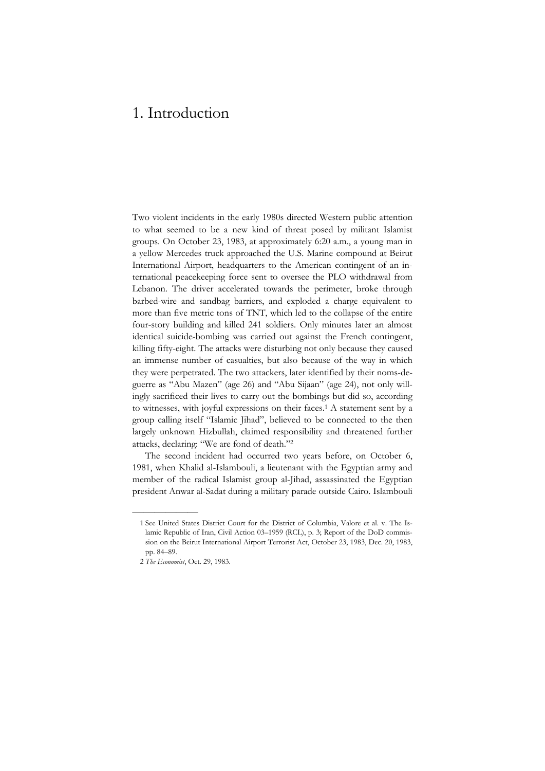# 1. Introduction

Two violent incidents in the early 1980s directed Western public attention to what seemed to be a new kind of threat posed by militant Islamist groups. On October 23, 1983, at approximately 6:20 a.m., a young man in a yellow Mercedes truck approached the U.S. Marine compound at Beirut International Airport, headquarters to the American contingent of an international peacekeeping force sent to oversee the PLO withdrawal from Lebanon. The driver accelerated towards the perimeter, broke through barbed-wire and sandbag barriers, and exploded a charge equivalent to more than five metric tons of TNT, which led to the collapse of the entire four-story building and killed 241 soldiers. Only minutes later an almost identical suicide-bombing was carried out against the French contingent, killing fifty-eight. The attacks were disturbing not only because they caused an immense number of casualties, but also because of the way in which they were perpetrated. The two attackers, later identified by their noms-de-guerre as "Abu Mazen" (age 26) and "Abu Sijaan" (age 24), not only willingly sacrificed their lives to carry out the bombings but did so, according to witnesses, with joyful expressions on their faces.[1] A statement sent by a group calling itself "Islamic Jihad", believed to be connected to the then largely unknown Hizbullah, claimed responsibility and threatened further attacks, declaring: "We are fond of death."[2]

The second incident had occurred two years before, on October 6, 1981, when Khalid al-Islambouli, a lieutenant with the Egyptian army and member of the radical Islamist group al-Jihad, assassinated the Egyptian president Anwar al-Sadat during a military parade outside Cairo. Islambouli

---

1 See United States District Court for the District of Columbia, Valore et al. v. The Islamic Republic of Iran, Civil Action 03–1959 (RCL), p. 3; Report of the DoD commission on the Beirut International Airport Terrorist Act, October 23, 1983, Dec. 20, 1983, pp. 84–89.

2 *The Economist*, Oct. 29, 1983.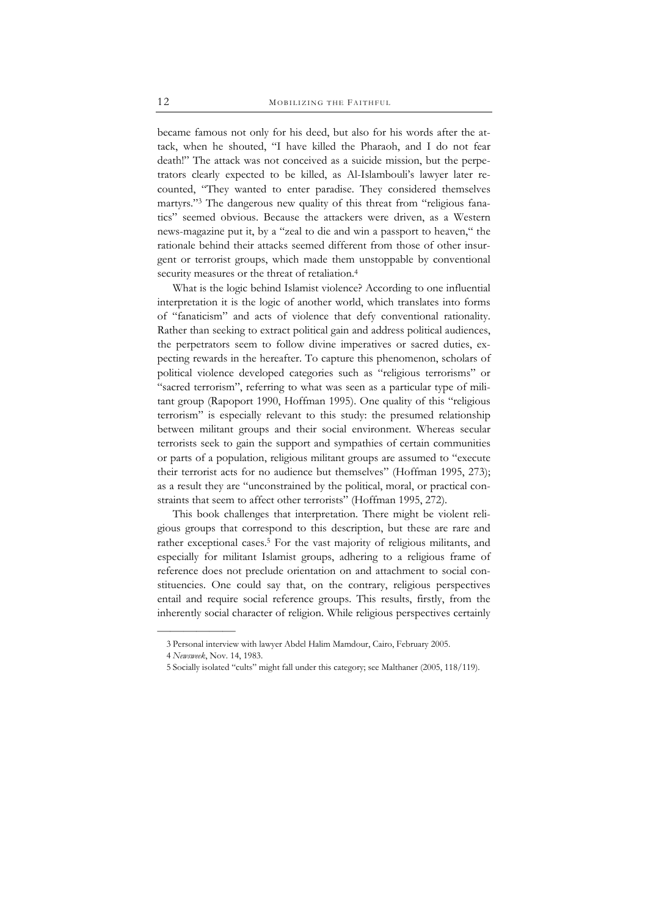became famous not only for his deed, but also for his words after the attack, when he shouted, "I have killed the Pharaoh, and I do not fear death!" The attack was not conceived as a suicide mission, but the perpetrators clearly expected to be killed, as Al-Islambouli's lawyer later recounted, "They wanted to enter paradise. They considered themselves martyrs."[3] The dangerous new quality of this threat from "religious fanatics" seemed obvious. Because the attackers were driven, as a Western news-magazine put it, by a "zeal to die and win a passport to heaven," the rationale behind their attacks seemed different from those of other insurgent or terrorist groups, which made them unstoppable by conventional security measures or the threat of retaliation.[4]

What is the logic behind Islamist violence? According to one influential interpretation it is the logic of another world, which translates into forms of "fanaticism" and acts of violence that defy conventional rationality. Rather than seeking to extract political gain and address political audiences, the perpetrators seem to follow divine imperatives or sacred duties, expecting rewards in the hereafter. To capture this phenomenon, scholars of political violence developed categories such as "religious terrorisms" or "sacred terrorism", referring to what was seen as a particular type of militant group (Rapoport 1990, Hoffman 1995). One quality of this "religious terrorism" is especially relevant to this study: the presumed relationship between militant groups and their social environment. Whereas secular terrorists seek to gain the support and sympathies of certain communities or parts of a population, religious militant groups are assumed to "execute their terrorist acts for no audience but themselves" (Hoffman 1995, 273); as a result they are "unconstrained by the political, moral, or practical constraints that seem to affect other terrorists" (Hoffman 1995, 272).

This book challenges that interpretation. There might be violent religious groups that correspond to this description, but these are rare and rather exceptional cases.[5] For the vast majority of religious militants, and especially for militant Islamist groups, adhering to a religious frame of reference does not preclude orientation on and attachment to social constituencies. One could say that, on the contrary, religious perspectives entail and require social reference groups. This results, firstly, from the inherently social character of religion. While religious perspectives certainly

---

3 Personal interview with lawyer Abdel Halim Mamdour, Cairo, February 2005.

4 *Newsweek*, Nov. 14, 1983.

5 Socially isolated "cults" might fall under this category; see Malthaner (2005, 118/119).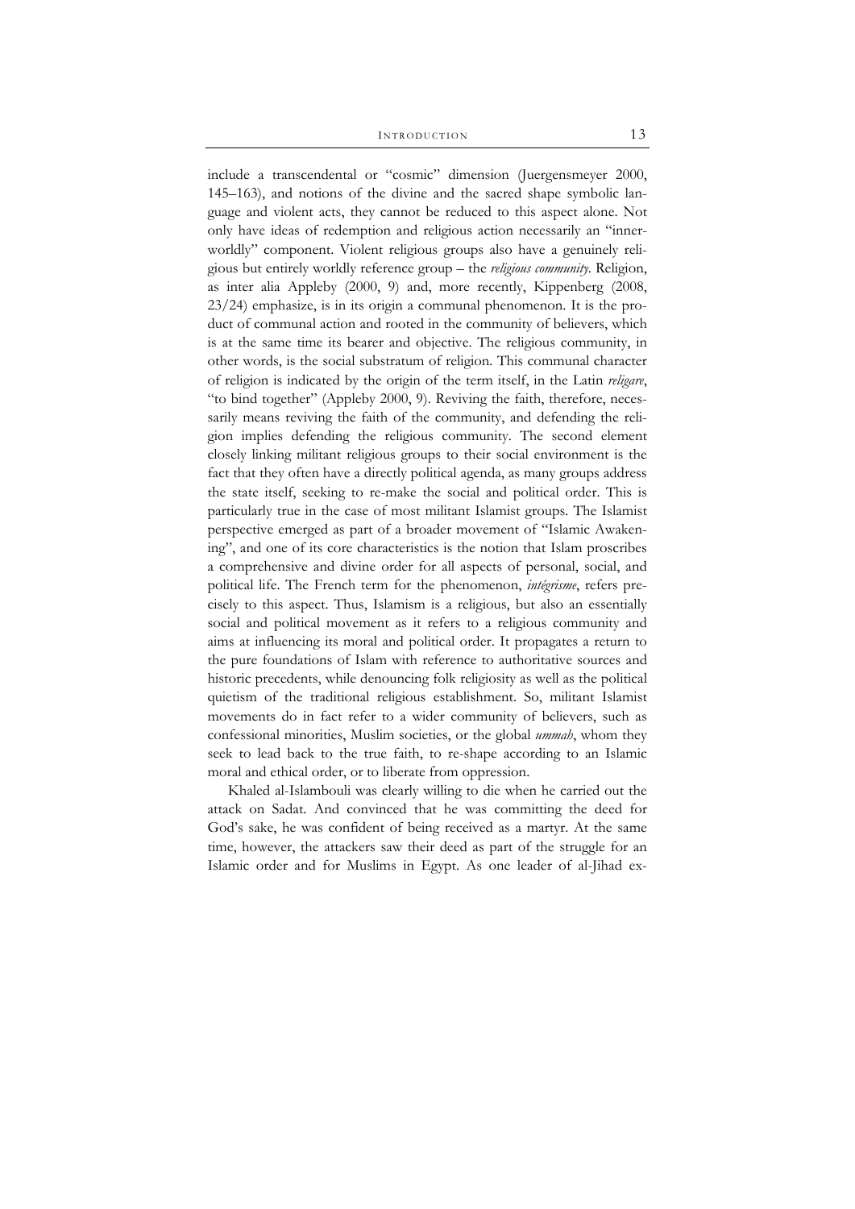include a transcendental or "cosmic" dimension (Juergensmeyer 2000, 145–163), and notions of the divine and the sacred shape symbolic language and violent acts, they cannot be reduced to this aspect alone. Not only have ideas of redemption and religious action necessarily an "innerworldly" component. Violent religious groups also have a genuinely religious but entirely worldly reference group – the *religious community*. Religion, as inter alia Appleby (2000, 9) and, more recently, Kippenberg (2008, 23/24) emphasize, is in its origin a communal phenomenon. It is the product of communal action and rooted in the community of believers, which is at the same time its bearer and objective. The religious community, in other words, is the social substratum of religion. This communal character of religion is indicated by the origin of the term itself, in the Latin *religare*, "to bind together" (Appleby 2000, 9). Reviving the faith, therefore, necessarily means reviving the faith of the community, and defending the religion implies defending the religious community. The second element closely linking militant religious groups to their social environment is the fact that they often have a directly political agenda, as many groups address the state itself, seeking to re-make the social and political order. This is particularly true in the case of most militant Islamist groups. The Islamist perspective emerged as part of a broader movement of "Islamic Awakening", and one of its core characteristics is the notion that Islam proscribes a comprehensive and divine order for all aspects of personal, social, and political life. The French term for the phenomenon, *intégrisme*, refers precisely to this aspect. Thus, Islamism is a religious, but also an essentially social and political movement as it refers to a religious community and aims at influencing its moral and political order. It propagates a return to the pure foundations of Islam with reference to authoritative sources and historic precedents, while denouncing folk religiosity as well as the political quietism of the traditional religious establishment. So, militant Islamist movements do in fact refer to a wider community of believers, such as confessional minorities, Muslim societies, or the global *ummah*, whom they seek to lead back to the true faith, to re-shape according to an Islamic moral and ethical order, or to liberate from oppression.

Khaled al-Islambouli was clearly willing to die when he carried out the attack on Sadat. And convinced that he was committing the deed for God's sake, he was confident of being received as a martyr. At the same time, however, the attackers saw their deed as part of the struggle for an Islamic order and for Muslims in Egypt. As one leader of al-Jihad ex-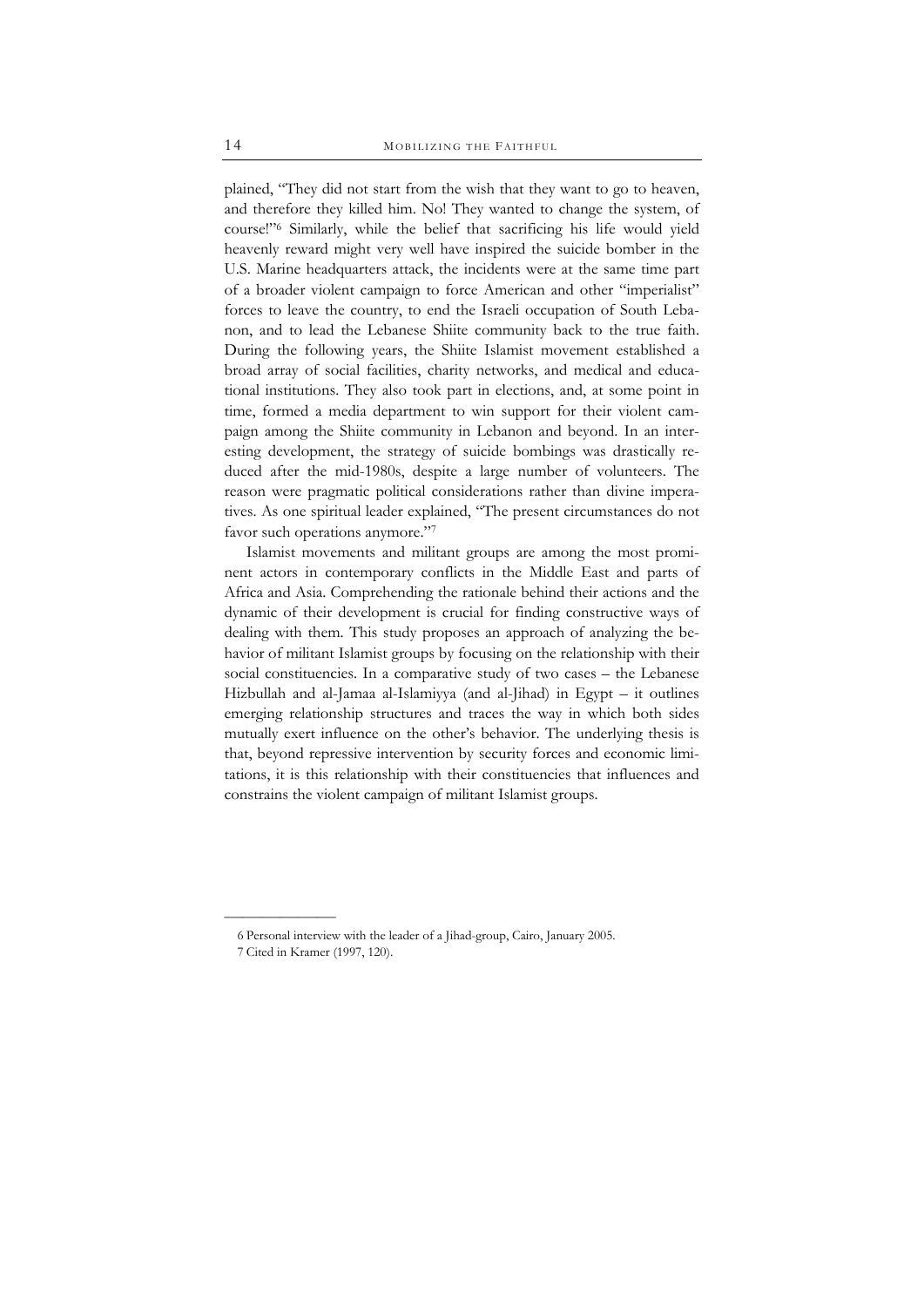plained, "They did not start from the wish that they want to go to heaven, and therefore they killed him. No! They wanted to change the system, of course!"[6] Similarly, while the belief that sacrificing his life would yield heavenly reward might very well have inspired the suicide bomber in the U.S. Marine headquarters attack, the incidents were at the same time part of a broader violent campaign to force American and other "imperialist" forces to leave the country, to end the Israeli occupation of South Lebanon, and to lead the Lebanese Shiite community back to the true faith. During the following years, the Shiite Islamist movement established a broad array of social facilities, charity networks, and medical and educational institutions. They also took part in elections, and, at some point in time, formed a media department to win support for their violent campaign among the Shiite community in Lebanon and beyond. In an interesting development, the strategy of suicide bombings was drastically reduced after the mid-1980s, despite a large number of volunteers. The reason were pragmatic political considerations rather than divine imperatives. As one spiritual leader explained, "The present circumstances do not favor such operations anymore."[7]

Islamist movements and militant groups are among the most prominent actors in contemporary conflicts in the Middle East and parts of Africa and Asia. Comprehending the rationale behind their actions and the dynamic of their development is crucial for finding constructive ways of dealing with them. This study proposes an approach of analyzing the behavior of militant Islamist groups by focusing on the relationship with their social constituencies. In a comparative study of two cases – the Lebanese Hizbullah and al-Jamaa al-Islamiyya (and al-Jihad) in Egypt – it outlines emerging relationship structures and traces the way in which both sides mutually exert influence on the other's behavior. The underlying thesis is that, beyond repressive intervention by security forces and economic limitations, it is this relationship with their constituencies that influences and constrains the violent campaign of militant Islamist groups.

---

6 Personal interview with the leader of a Jihad-group, Cairo, January 2005.

7 Cited in Kramer (1997, 120).